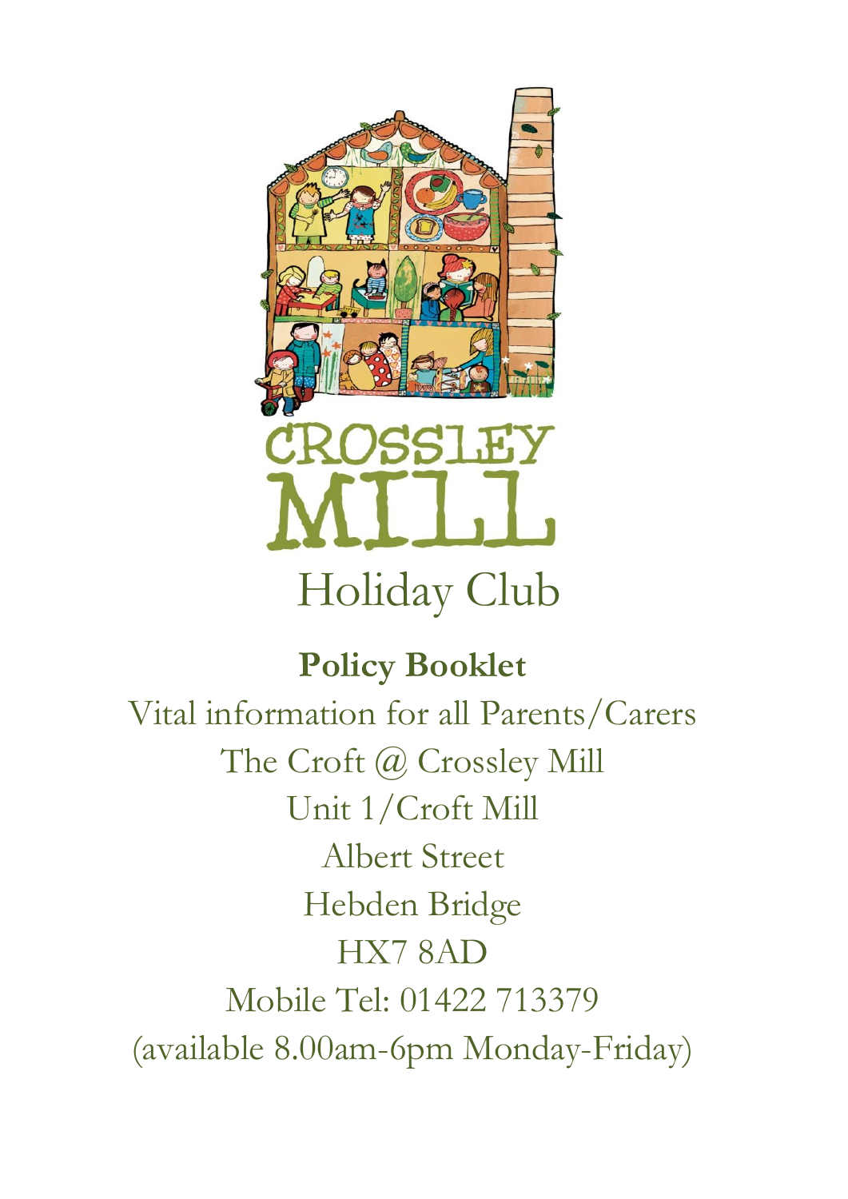# CROSSLEY MILL

## Holiday Club

**Policy Booklet**

Vital information for all Parents/Carers

The Croft @ Crossley Mill

Unit 1/Croft Mill

Albert Street

Hebden Bridge

HX7 8AD

Mobile Tel: 01422 713379

(available 8.00am-6pm Monday-Friday)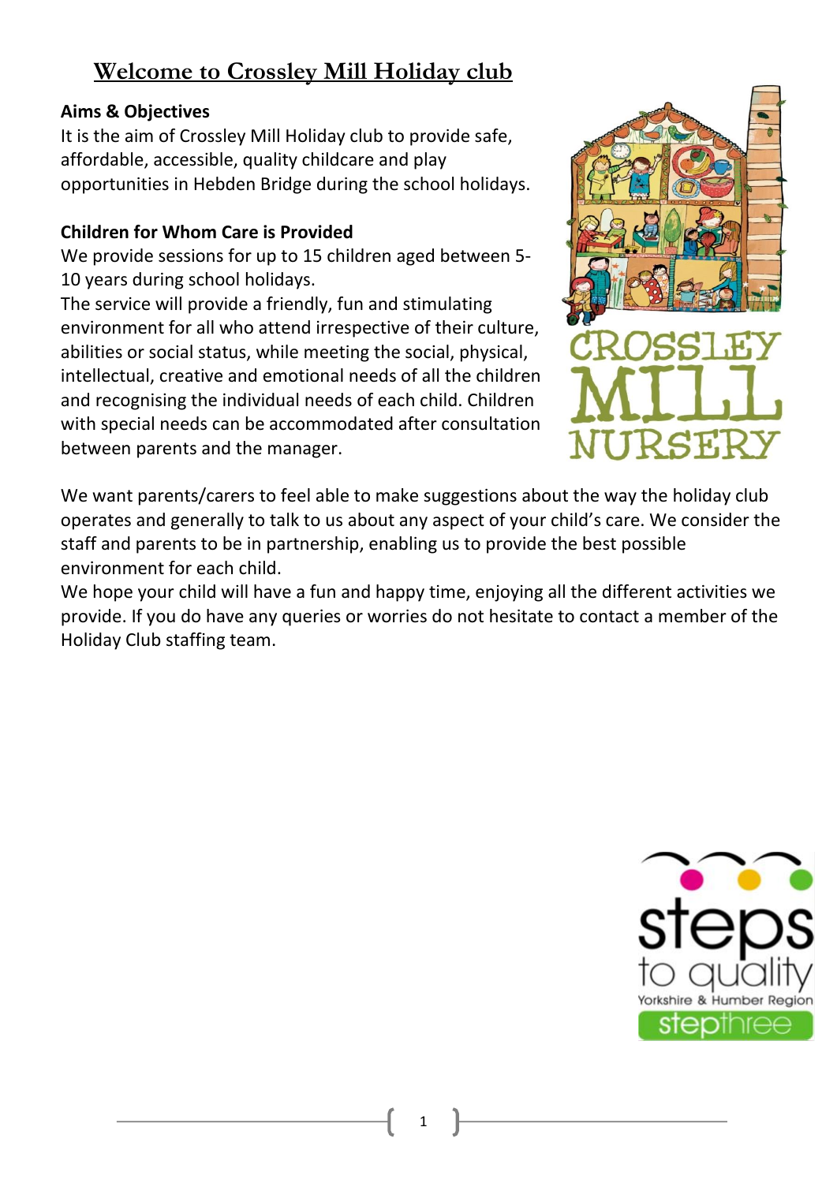# Welcome to Crossley Mill Holiday club

**Aims & Objectives**

It is the aim of Crossley Mill Holiday club to provide safe, affordable, accessible, quality childcare and play opportunities in Hebden Bridge during the school holidays.

**Children for Whom Care is Provided**

We provide sessions for up to 15 children aged between 5-10 years during school holidays.

The service will provide a friendly, fun and stimulating environment for all who attend irrespective of their culture, abilities or social status, while meeting the social, physical, intellectual, creative and emotional needs of all the children and recognising the individual needs of each child. Children with special needs can be accommodated after consultation between parents and the manager.

We want parents/carers to feel able to make suggestions about the way the holiday club operates and generally to talk to us about any aspect of your child's care. We consider the staff and parents to be in partnership, enabling us to provide the best possible environment for each child.

We hope your child will have a fun and happy time, enjoying all the different activities we provide. If you do have any queries or worries do not hesitate to contact a member of the Holiday Club staffing team.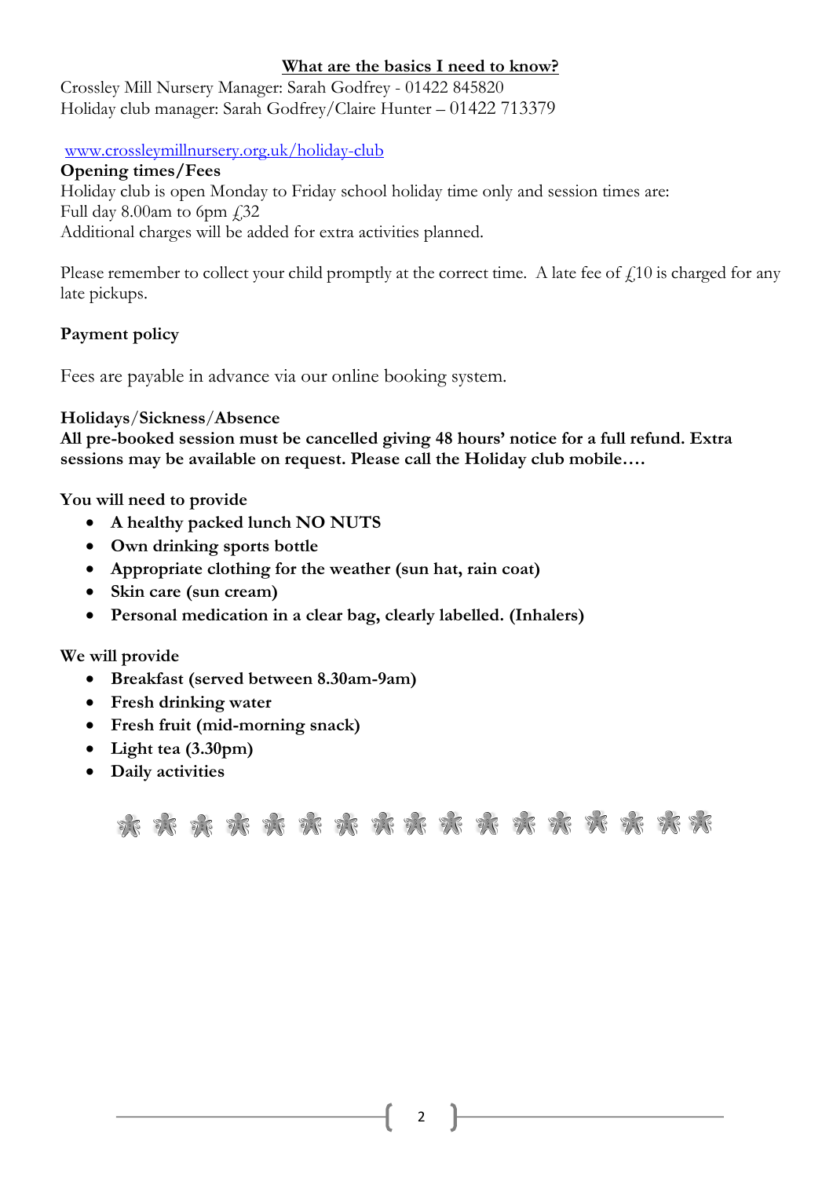## What are the basics I need to know?

Crossley Mill Nursery Manager: Sarah Godfrey - 01422 845820
Holiday club manager: Sarah Godfrey/Claire Hunter – 01422 713379

www.crossleymillnursery.org.uk/holiday-club

**Opening times/Fees**

Holiday club is open Monday to Friday school holiday time only and session times are:
Full day 8.00am to 6pm £32
Additional charges will be added for extra activities planned.

Please remember to collect your child promptly at the correct time. A late fee of £10 is charged for any late pickups.

**Payment policy**

Fees are payable in advance via our online booking system.

**Holidays/Sickness/Absence**

**All pre-booked session must be cancelled giving 48 hours' notice for a full refund. Extra sessions may be available on request. Please call the Holiday club mobile….**

**You will need to provide**

- **A healthy packed lunch NO NUTS**
- **Own drinking sports bottle**
- **Appropriate clothing for the weather (sun hat, rain coat)**
- **Skin care (sun cream)**
- **Personal medication in a clear bag, clearly labelled. (Inhalers)**

**We will provide**

- **Breakfast (served between 8.30am-9am)**
- **Fresh drinking water**
- **Fresh fruit (mid-morning snack)**
- **Light tea (3.30pm)**
- **Daily activities**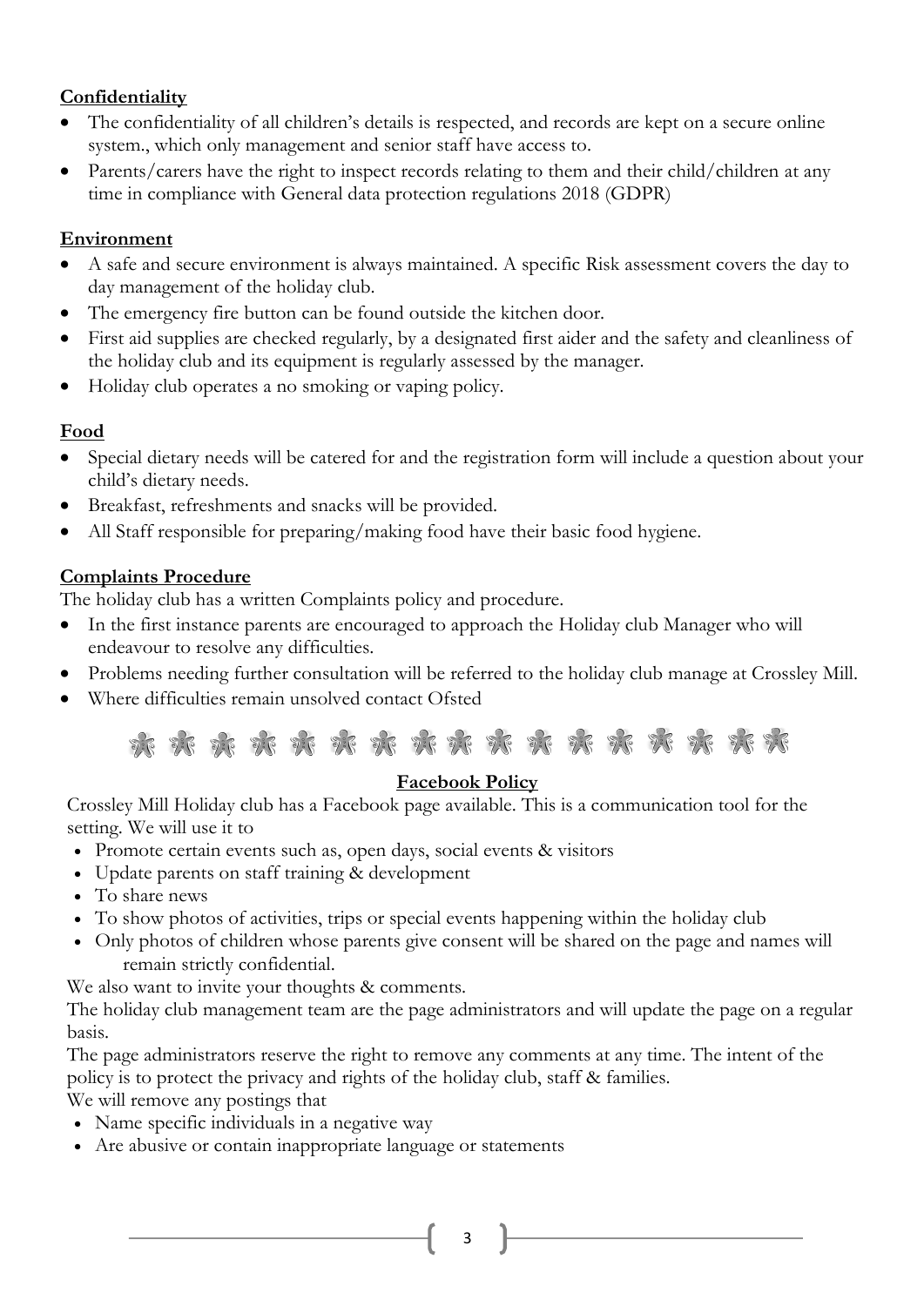**Confidentiality**

- The confidentiality of all children's details is respected, and records are kept on a secure online system., which only management and senior staff have access to.
- Parents/carers have the right to inspect records relating to them and their child/children at any time in compliance with General data protection regulations 2018 (GDPR)

**Environment**

- A safe and secure environment is always maintained. A specific Risk assessment covers the day to day management of the holiday club.
- The emergency fire button can be found outside the kitchen door.
- First aid supplies are checked regularly, by a designated first aider and the safety and cleanliness of the holiday club and its equipment is regularly assessed by the manager.
- Holiday club operates a no smoking or vaping policy.

**Food**

- Special dietary needs will be catered for and the registration form will include a question about your child's dietary needs.
- Breakfast, refreshments and snacks will be provided.
- All Staff responsible for preparing/making food have their basic food hygiene.

**Complaints Procedure**

The holiday club has a written Complaints policy and procedure.

- In the first instance parents are encouraged to approach the Holiday club Manager who will endeavour to resolve any difficulties.
- Problems needing further consultation will be referred to the holiday club manage at Crossley Mill.
- Where difficulties remain unsolved contact Ofsted

**Facebook Policy**

Crossley Mill Holiday club has a Facebook page available. This is a communication tool for the setting. We will use it to

- Promote certain events such as, open days, social events & visitors
- Update parents on staff training & development
- To share news
- To show photos of activities, trips or special events happening within the holiday club
- Only photos of children whose parents give consent will be shared on the page and names will remain strictly confidential.

We also want to invite your thoughts & comments.

The holiday club management team are the page administrators and will update the page on a regular basis.

The page administrators reserve the right to remove any comments at any time. The intent of the policy is to protect the privacy and rights of the holiday club, staff & families.

We will remove any postings that

- Name specific individuals in a negative way
- Are abusive or contain inappropriate language or statements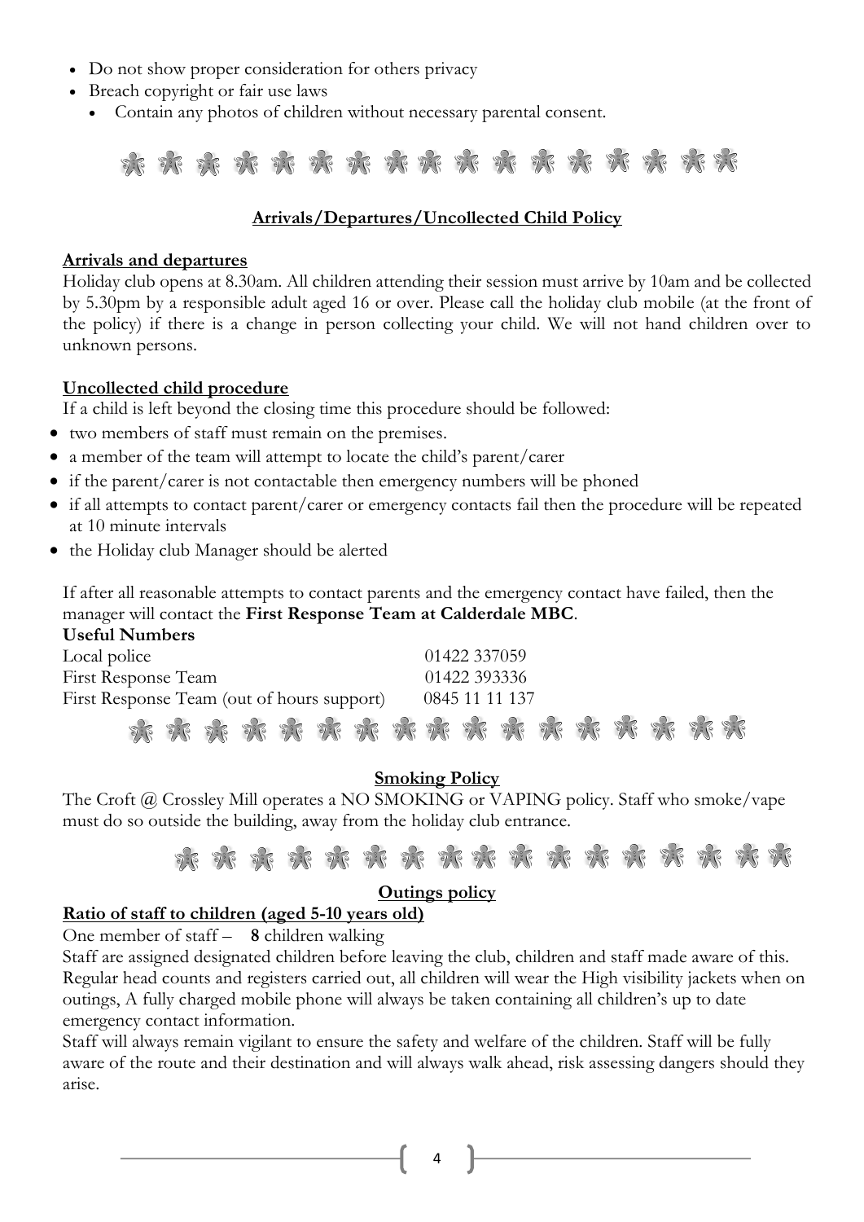- Do not show proper consideration for others privacy
- Breach copyright or fair use laws
  - Contain any photos of children without necessary parental consent.

## Arrivals/Departures/Uncollected Child Policy

### Arrivals and departures

Holiday club opens at 8.30am. All children attending their session must arrive by 10am and be collected by 5.30pm by a responsible adult aged 16 or over. Please call the holiday club mobile (at the front of the policy) if there is a change in person collecting your child. We will not hand children over to unknown persons.

### Uncollected child procedure

If a child is left beyond the closing time this procedure should be followed:

- two members of staff must remain on the premises.
- a member of the team will attempt to locate the child's parent/carer
- if the parent/carer is not contactable then emergency numbers will be phoned
- if all attempts to contact parent/carer or emergency contacts fail then the procedure will be repeated at 10 minute intervals
- the Holiday club Manager should be alerted

If after all reasonable attempts to contact parents and the emergency contact have failed, then the manager will contact the **First Response Team at Calderdale MBC**.

**Useful Numbers**

| | |
|---|---|
| Local police | 01422 337059 |
| First Response Team | 01422 393336 |
| First Response Team (out of hours support) | 0845 11 11 137 |

## Smoking Policy

The Croft @ Crossley Mill operates a NO SMOKING or VAPING policy. Staff who smoke/vape must do so outside the building, away from the holiday club entrance.

## Outings policy

### Ratio of staff to children (aged 5-10 years old)

One member of staff – **8** children walking

Staff are assigned designated children before leaving the club, children and staff made aware of this. Regular head counts and registers carried out, all children will wear the High visibility jackets when on outings, A fully charged mobile phone will always be taken containing all children's up to date emergency contact information.

Staff will always remain vigilant to ensure the safety and welfare of the children. Staff will be fully aware of the route and their destination and will always walk ahead, risk assessing dangers should they arise.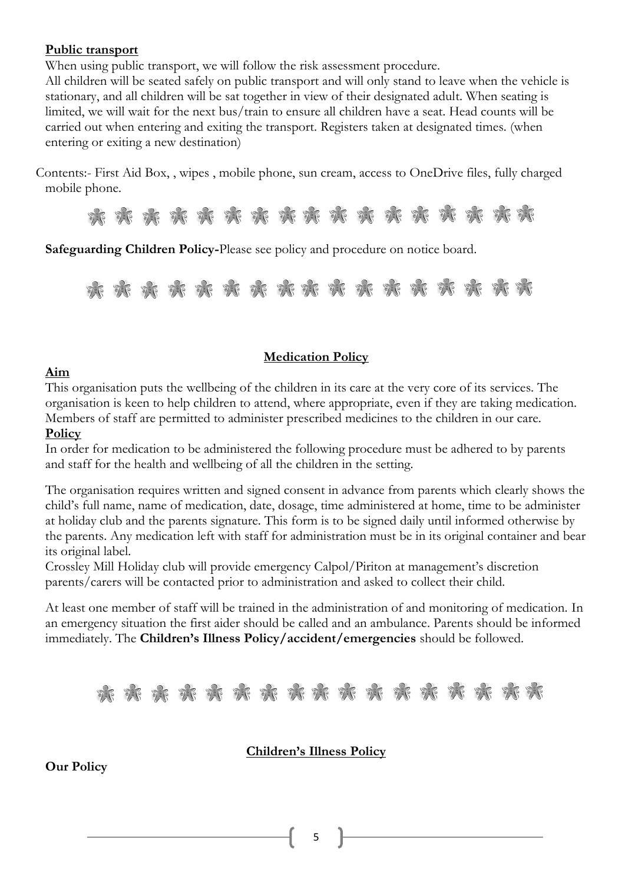**Public transport**

When using public transport, we will follow the risk assessment procedure.

All children will be seated safely on public transport and will only stand to leave when the vehicle is stationary, and all children will be sat together in view of their designated adult. When seating is limited, we will wait for the next bus/train to ensure all children have a seat. Head counts will be carried out when entering and exiting the transport. Registers taken at designated times. (when entering or exiting a new destination)

Contents:- First Aid Box, , wipes , mobile phone, sun cream, access to OneDrive files, fully charged mobile phone.

**Safeguarding Children Policy-**Please see policy and procedure on notice board.

## Medication Policy

**Aim**

This organisation puts the wellbeing of the children in its care at the very core of its services. The organisation is keen to help children to attend, where appropriate, even if they are taking medication. Members of staff are permitted to administer prescribed medicines to the children in our care.

**Policy**

In order for medication to be administered the following procedure must be adhered to by parents and staff for the health and wellbeing of all the children in the setting.

The organisation requires written and signed consent in advance from parents which clearly shows the child's full name, name of medication, date, dosage, time administered at home, time to be administer at holiday club and the parents signature. This form is to be signed daily until informed otherwise by the parents. Any medication left with staff for administration must be in its original container and bear its original label.

Crossley Mill Holiday club will provide emergency Calpol/Piriton at management's discretion parents/carers will be contacted prior to administration and asked to collect their child.

At least one member of staff will be trained in the administration of and monitoring of medication. In an emergency situation the first aider should be called and an ambulance. Parents should be informed immediately. The **Children's Illness Policy/accident/emergencies** should be followed.

## Children's Illness Policy

**Our Policy**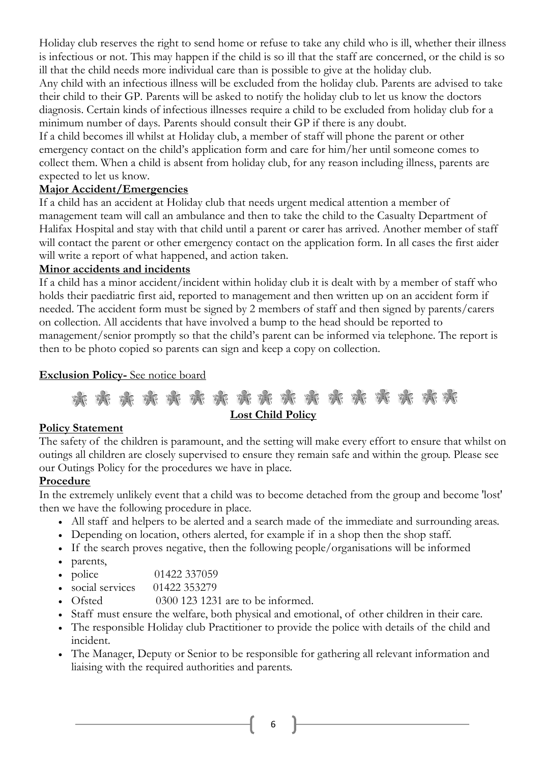Holiday club reserves the right to send home or refuse to take any child who is ill, whether their illness is infectious or not. This may happen if the child is so ill that the staff are concerned, or the child is so ill that the child needs more individual care than is possible to give at the holiday club.
Any child with an infectious illness will be excluded from the holiday club. Parents are advised to take their child to their GP. Parents will be asked to notify the holiday club to let us know the doctors diagnosis. Certain kinds of infectious illnesses require a child to be excluded from holiday club for a minimum number of days. Parents should consult their GP if there is any doubt.
If a child becomes ill whilst at Holiday club, a member of staff will phone the parent or other emergency contact on the child's application form and care for him/her until someone comes to collect them. When a child is absent from holiday club, for any reason including illness, parents are expected to let us know.

**Major Accident/Emergencies**

If a child has an accident at Holiday club that needs urgent medical attention a member of management team will call an ambulance and then to take the child to the Casualty Department of Halifax Hospital and stay with that child until a parent or carer has arrived. Another member of staff will contact the parent or other emergency contact on the application form. In all cases the first aider will write a report of what happened, and action taken.

**Minor accidents and incidents**

If a child has a minor accident/incident within holiday club it is dealt with by a member of staff who holds their paediatric first aid, reported to management and then written up on an accident form if needed. The accident form must be signed by 2 members of staff and then signed by parents/carers on collection. All accidents that have involved a bump to the head should be reported to management/senior promptly so that the child's parent can be informed via telephone. The report is then to be photo copied so parents can sign and keep a copy on collection.

**Exclusion Policy-** See notice board

## Lost Child Policy

**Policy Statement**

The safety of the children is paramount, and the setting will make every effort to ensure that whilst on outings all children are closely supervised to ensure they remain safe and within the group. Please see our Outings Policy for the procedures we have in place.

**Procedure**

In the extremely unlikely event that a child was to become detached from the group and become 'lost' then we have the following procedure in place.

- All staff and helpers to be alerted and a search made of the immediate and surrounding areas.
- Depending on location, others alerted, for example if in a shop then the shop staff.
- If the search proves negative, then the following people/organisations will be informed
- parents,
- police 01422 337059
- social services 01422 353279
- Ofsted 0300 123 1231 are to be informed.
- Staff must ensure the welfare, both physical and emotional, of other children in their care.
- The responsible Holiday club Practitioner to provide the police with details of the child and incident.
- The Manager, Deputy or Senior to be responsible for gathering all relevant information and liaising with the required authorities and parents.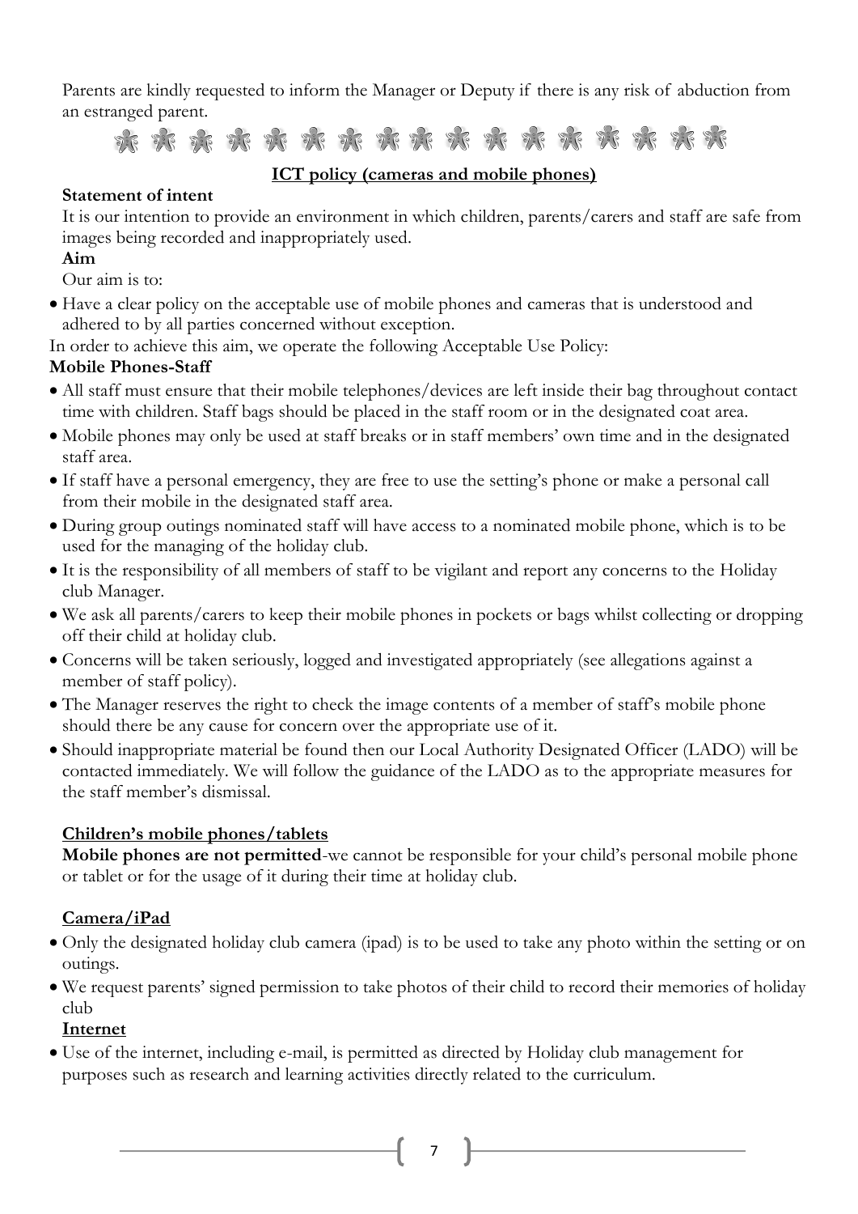Parents are kindly requested to inform the Manager or Deputy if there is any risk of abduction from an estranged parent.

## ICT policy (cameras and mobile phones)

**Statement of intent**

It is our intention to provide an environment in which children, parents/carers and staff are safe from images being recorded and inappropriately used.

**Aim**

Our aim is to:

- Have a clear policy on the acceptable use of mobile phones and cameras that is understood and adhered to by all parties concerned without exception.

In order to achieve this aim, we operate the following Acceptable Use Policy:

**Mobile Phones-Staff**

- All staff must ensure that their mobile telephones/devices are left inside their bag throughout contact time with children. Staff bags should be placed in the staff room or in the designated coat area.
- Mobile phones may only be used at staff breaks or in staff members' own time and in the designated staff area.
- If staff have a personal emergency, they are free to use the setting's phone or make a personal call from their mobile in the designated staff area.
- During group outings nominated staff will have access to a nominated mobile phone, which is to be used for the managing of the holiday club.
- It is the responsibility of all members of staff to be vigilant and report any concerns to the Holiday club Manager.
- We ask all parents/carers to keep their mobile phones in pockets or bags whilst collecting or dropping off their child at holiday club.
- Concerns will be taken seriously, logged and investigated appropriately (see allegations against a member of staff policy).
- The Manager reserves the right to check the image contents of a member of staff's mobile phone should there be any cause for concern over the appropriate use of it.
- Should inappropriate material be found then our Local Authority Designated Officer (LADO) will be contacted immediately. We will follow the guidance of the LADO as to the appropriate measures for the staff member's dismissal.

**Children's mobile phones/tablets**

**Mobile phones are not permitted**-we cannot be responsible for your child's personal mobile phone or tablet or for the usage of it during their time at holiday club.

**Camera/iPad**

- Only the designated holiday club camera (ipad) is to be used to take any photo within the setting or on outings.
- We request parents' signed permission to take photos of their child to record their memories of holiday club

**Internet**

- Use of the internet, including e-mail, is permitted as directed by Holiday club management for purposes such as research and learning activities directly related to the curriculum.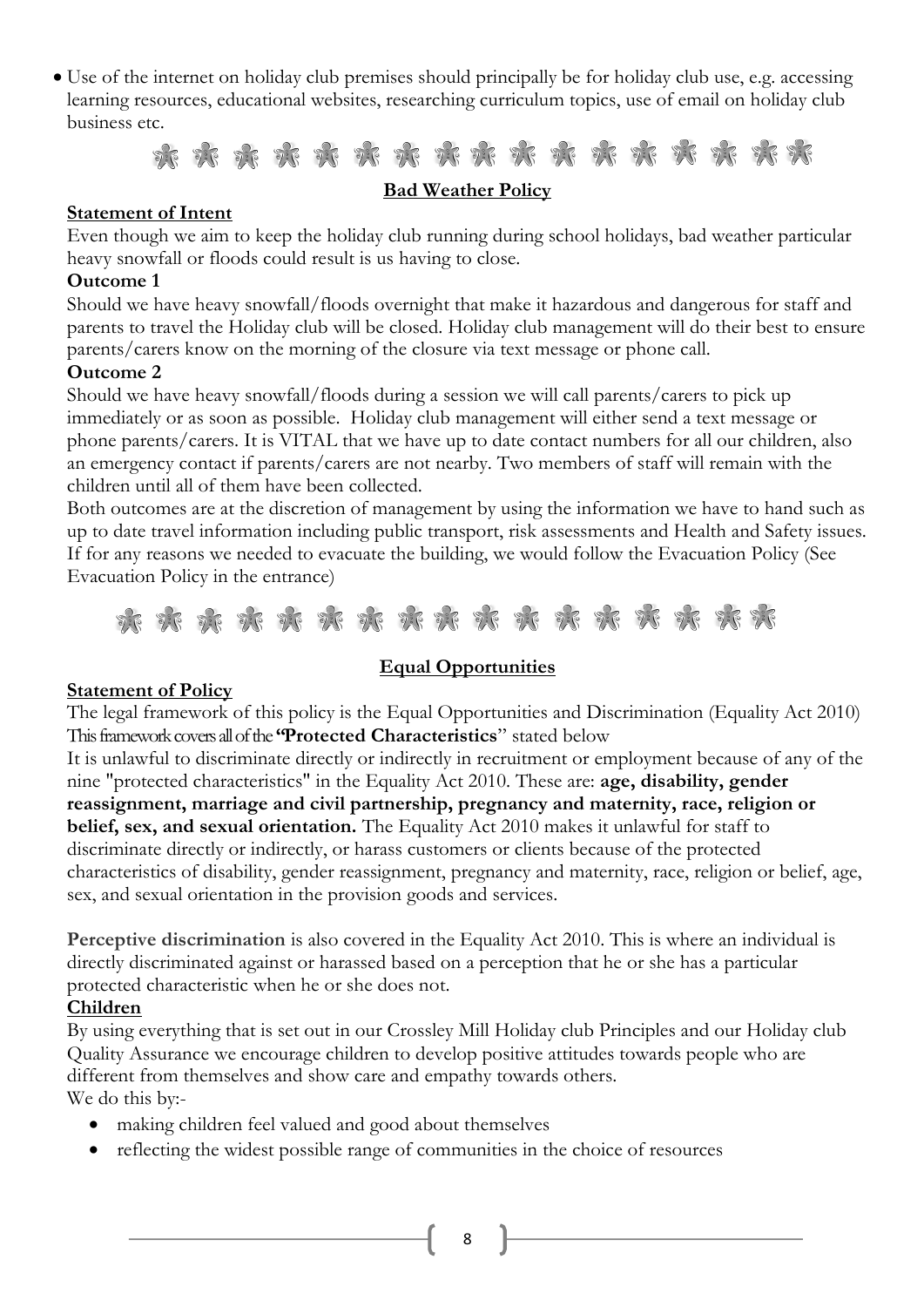- Use of the internet on holiday club premises should principally be for holiday club use, e.g. accessing learning resources, educational websites, researching curriculum topics, use of email on holiday club business etc.

## Bad Weather Policy

**Statement of Intent**

Even though we aim to keep the holiday club running during school holidays, bad weather particular heavy snowfall or floods could result is us having to close.

**Outcome 1**

Should we have heavy snowfall/floods overnight that make it hazardous and dangerous for staff and parents to travel the Holiday club will be closed. Holiday club management will do their best to ensure parents/carers know on the morning of the closure via text message or phone call.

**Outcome 2**

Should we have heavy snowfall/floods during a session we will call parents/carers to pick up immediately or as soon as possible. Holiday club management will either send a text message or phone parents/carers. It is VITAL that we have up to date contact numbers for all our children, also an emergency contact if parents/carers are not nearby. Two members of staff will remain with the children until all of them have been collected.

Both outcomes are at the discretion of management by using the information we have to hand such as up to date travel information including public transport, risk assessments and Health and Safety issues. If for any reasons we needed to evacuate the building, we would follow the Evacuation Policy (See Evacuation Policy in the entrance)

## Equal Opportunities

**Statement of Policy**

The legal framework of this policy is the Equal Opportunities and Discrimination (Equality Act 2010) This framework covers all of the "**Protected Characteristics**" stated below

It is unlawful to discriminate directly or indirectly in recruitment or employment because of any of the nine "protected characteristics" in the Equality Act 2010. These are: **age, disability, gender reassignment, marriage and civil partnership, pregnancy and maternity, race, religion or belief, sex, and sexual orientation.** The Equality Act 2010 makes it unlawful for staff to discriminate directly or indirectly, or harass customers or clients because of the protected characteristics of disability, gender reassignment, pregnancy and maternity, race, religion or belief, age, sex, and sexual orientation in the provision goods and services.

**Perceptive discrimination** is also covered in the Equality Act 2010. This is where an individual is directly discriminated against or harassed based on a perception that he or she has a particular protected characteristic when he or she does not.

**Children**

By using everything that is set out in our Crossley Mill Holiday club Principles and our Holiday club Quality Assurance we encourage children to develop positive attitudes towards people who are different from themselves and show care and empathy towards others.

We do this by:-

- making children feel valued and good about themselves
- reflecting the widest possible range of communities in the choice of resources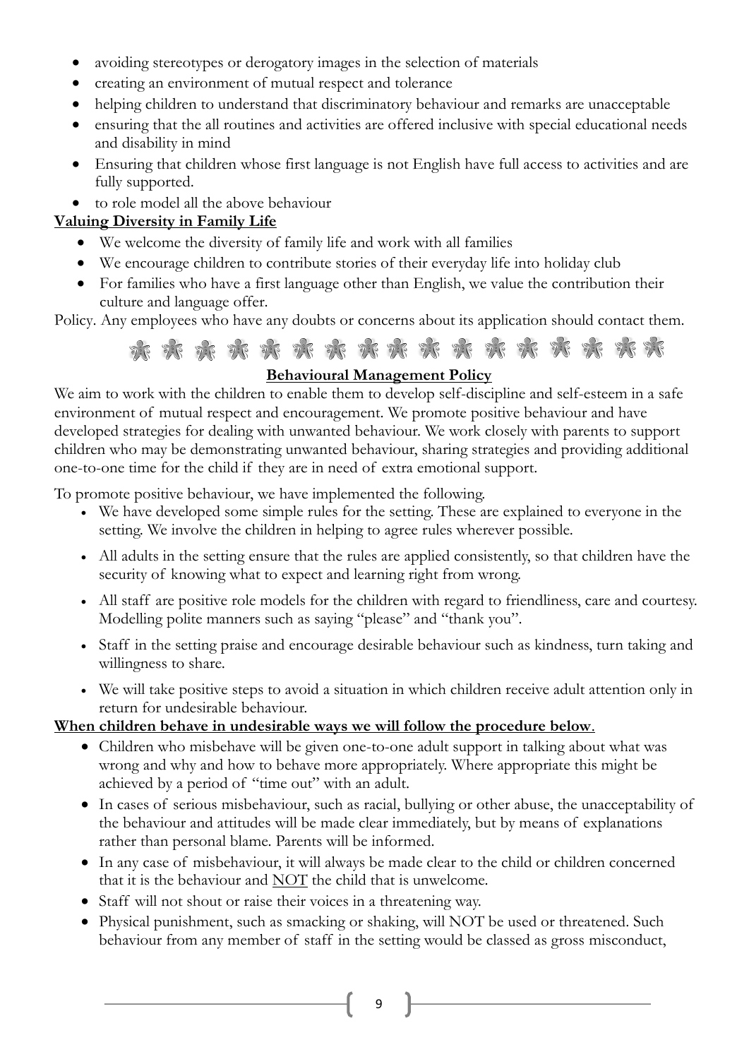- avoiding stereotypes or derogatory images in the selection of materials
- creating an environment of mutual respect and tolerance
- helping children to understand that discriminatory behaviour and remarks are unacceptable
- ensuring that the all routines and activities are offered inclusive with special educational needs and disability in mind
- Ensuring that children whose first language is not English have full access to activities and are fully supported.
- to role model all the above behaviour

**Valuing Diversity in Family Life**

- We welcome the diversity of family life and work with all families
- We encourage children to contribute stories of their everyday life into holiday club
- For families who have a first language other than English, we value the contribution their culture and language offer.

Policy. Any employees who have any doubts or concerns about its application should contact them.

## Behavioural Management Policy

We aim to work with the children to enable them to develop self-discipline and self-esteem in a safe environment of mutual respect and encouragement. We promote positive behaviour and have developed strategies for dealing with unwanted behaviour. We work closely with parents to support children who may be demonstrating unwanted behaviour, sharing strategies and providing additional one-to-one time for the child if they are in need of extra emotional support.

To promote positive behaviour, we have implemented the following.

- We have developed some simple rules for the setting. These are explained to everyone in the setting. We involve the children in helping to agree rules wherever possible.
- All adults in the setting ensure that the rules are applied consistently, so that children have the security of knowing what to expect and learning right from wrong.
- All staff are positive role models for the children with regard to friendliness, care and courtesy. Modelling polite manners such as saying "please" and "thank you".
- Staff in the setting praise and encourage desirable behaviour such as kindness, turn taking and willingness to share.
- We will take positive steps to avoid a situation in which children receive adult attention only in return for undesirable behaviour.

**When children behave in undesirable ways we will follow the procedure below**.

- Children who misbehave will be given one-to-one adult support in talking about what was wrong and why and how to behave more appropriately. Where appropriate this might be achieved by a period of "time out" with an adult.
- In cases of serious misbehaviour, such as racial, bullying or other abuse, the unacceptability of the behaviour and attitudes will be made clear immediately, but by means of explanations rather than personal blame. Parents will be informed.
- In any case of misbehaviour, it will always be made clear to the child or children concerned that it is the behaviour and NOT the child that is unwelcome.
- Staff will not shout or raise their voices in a threatening way.
- Physical punishment, such as smacking or shaking, will NOT be used or threatened. Such behaviour from any member of staff in the setting would be classed as gross misconduct,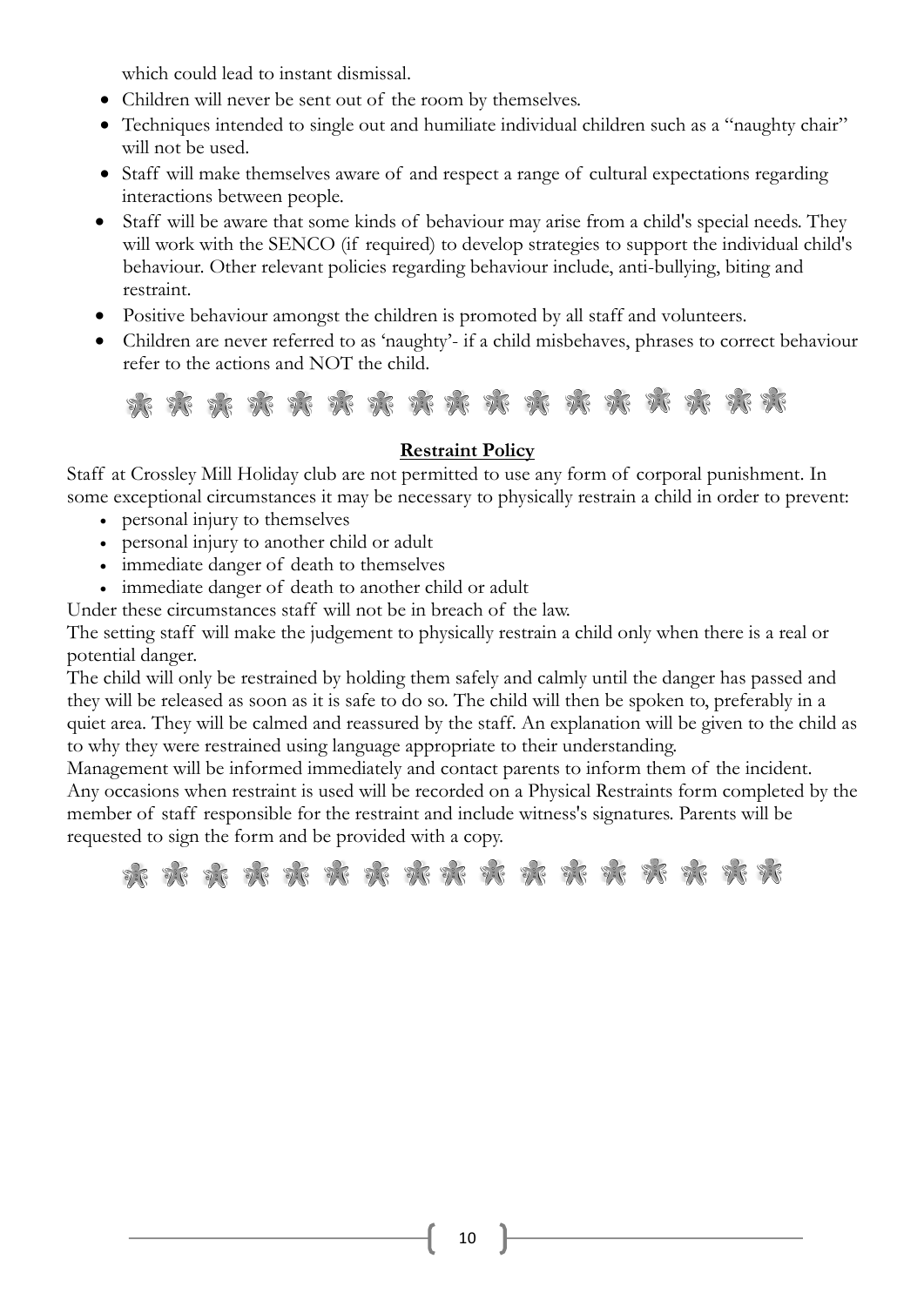which could lead to instant dismissal.

- Children will never be sent out of the room by themselves.
- Techniques intended to single out and humiliate individual children such as a "naughty chair" will not be used.
- Staff will make themselves aware of and respect a range of cultural expectations regarding interactions between people.
- Staff will be aware that some kinds of behaviour may arise from a child's special needs. They will work with the SENCO (if required) to develop strategies to support the individual child's behaviour. Other relevant policies regarding behaviour include, anti-bullying, biting and restraint.
- Positive behaviour amongst the children is promoted by all staff and volunteers.
- Children are never referred to as 'naughty'- if a child misbehaves, phrases to correct behaviour refer to the actions and NOT the child.

## Restraint Policy

Staff at Crossley Mill Holiday club are not permitted to use any form of corporal punishment. In some exceptional circumstances it may be necessary to physically restrain a child in order to prevent:

- personal injury to themselves
- personal injury to another child or adult
- immediate danger of death to themselves
- immediate danger of death to another child or adult

Under these circumstances staff will not be in breach of the law.

The setting staff will make the judgement to physically restrain a child only when there is a real or potential danger.

The child will only be restrained by holding them safely and calmly until the danger has passed and they will be released as soon as it is safe to do so. The child will then be spoken to, preferably in a quiet area. They will be calmed and reassured by the staff. An explanation will be given to the child as to why they were restrained using language appropriate to their understanding.

Management will be informed immediately and contact parents to inform them of the incident.

Any occasions when restraint is used will be recorded on a Physical Restraints form completed by the member of staff responsible for the restraint and include witness's signatures. Parents will be requested to sign the form and be provided with a copy.